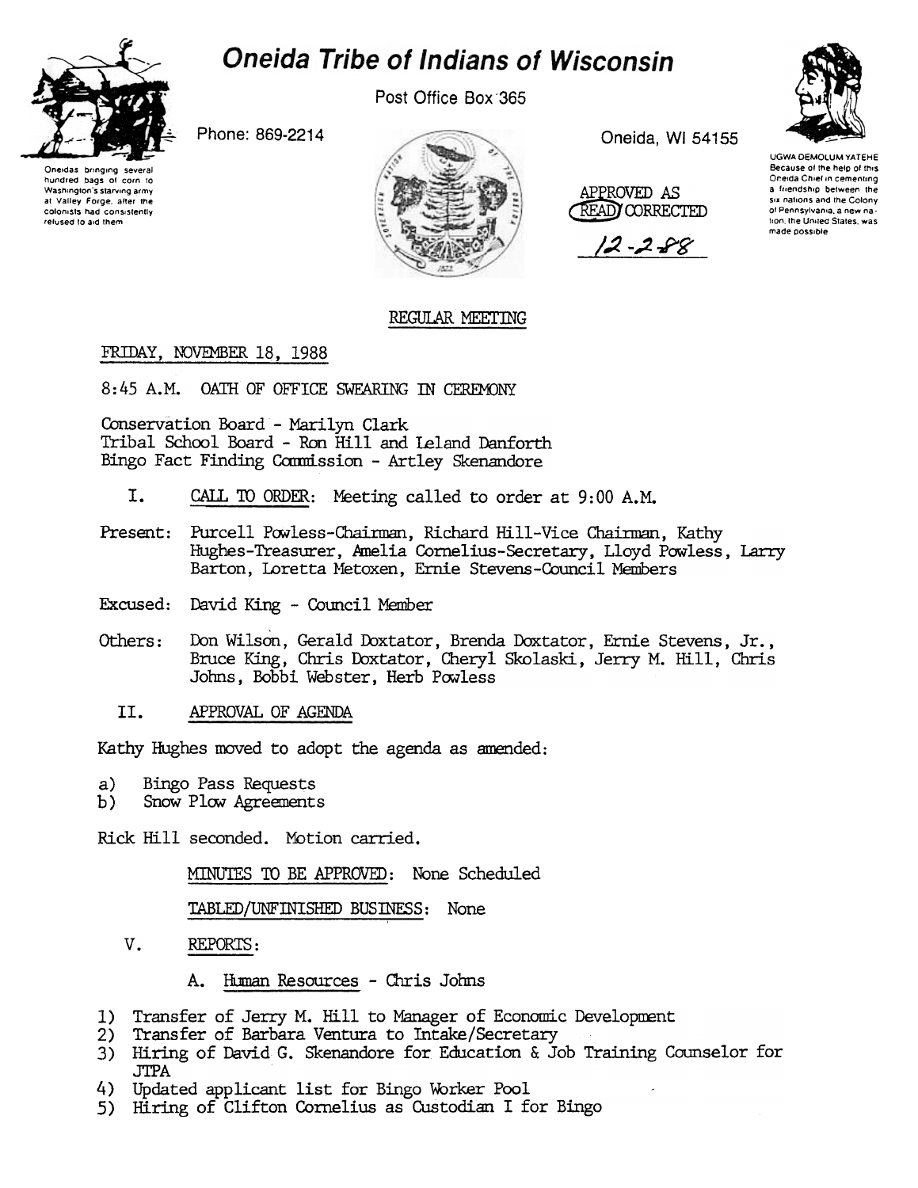# Oneida Tribe of Indians of Wisconsin

Post Office Box 365

Phone: 869-2214

Oneida, WI 54155

Oneidas bringing several hundred bags of corn to Washington's starving army at Valley Forge, after the colonists had consistently refused to aid them

UGWA DEMOLUM YATEHE Because of the help of this Oneida Chief in cementing a friendship between the six nations and the Colony of Pennsylvania, a new nation, the United States, was made possible

APPROVED AS READ/CORRECTED

12-2-88

## REGULAR MEETING

FRIDAY, NOVEMBER 18, 1988

8:45 A.M. OATH OF OFFICE SWEARING IN CEREMONY

Conservation Board - Marilyn Clark
Tribal School Board - Ron Hill and Leland Danforth
Bingo Fact Finding Commission - Artley Skenandore

I. CALL TO ORDER: Meeting called to order at 9:00 A.M.

Present: Purcell Powless-Chairman, Richard Hill-Vice Chairman, Kathy Hughes-Treasurer, Amelia Cornelius-Secretary, Lloyd Powless, Larry Barton, Loretta Metoxen, Ernie Stevens-Council Members

Excused: David King - Council Member

Others: Don Wilson, Gerald Doxtator, Brenda Doxtator, Ernie Stevens, Jr., Bruce King, Chris Doxtator, Cheryl Skolaski, Jerry M. Hill, Chris Johns, Bobbi Webster, Herb Powless

II. APPROVAL OF AGENDA

Kathy Hughes moved to adopt the agenda as amended:

a) Bingo Pass Requests
b) Snow Plow Agreements

Rick Hill seconded. Motion carried.

MINUTES TO BE APPROVED: None Scheduled

TABLED/UNFINISHED BUSINESS: None

V. REPORTS:

A. Human Resources - Chris Johns

1) Transfer of Jerry M. Hill to Manager of Economic Development
2) Transfer of Barbara Ventura to Intake/Secretary
3) Hiring of David G. Skenandore for Education & Job Training Counselor for JTPA
4) Updated applicant list for Bingo Worker Pool
5) Hiring of Clifton Cornelius as Custodian I for Bingo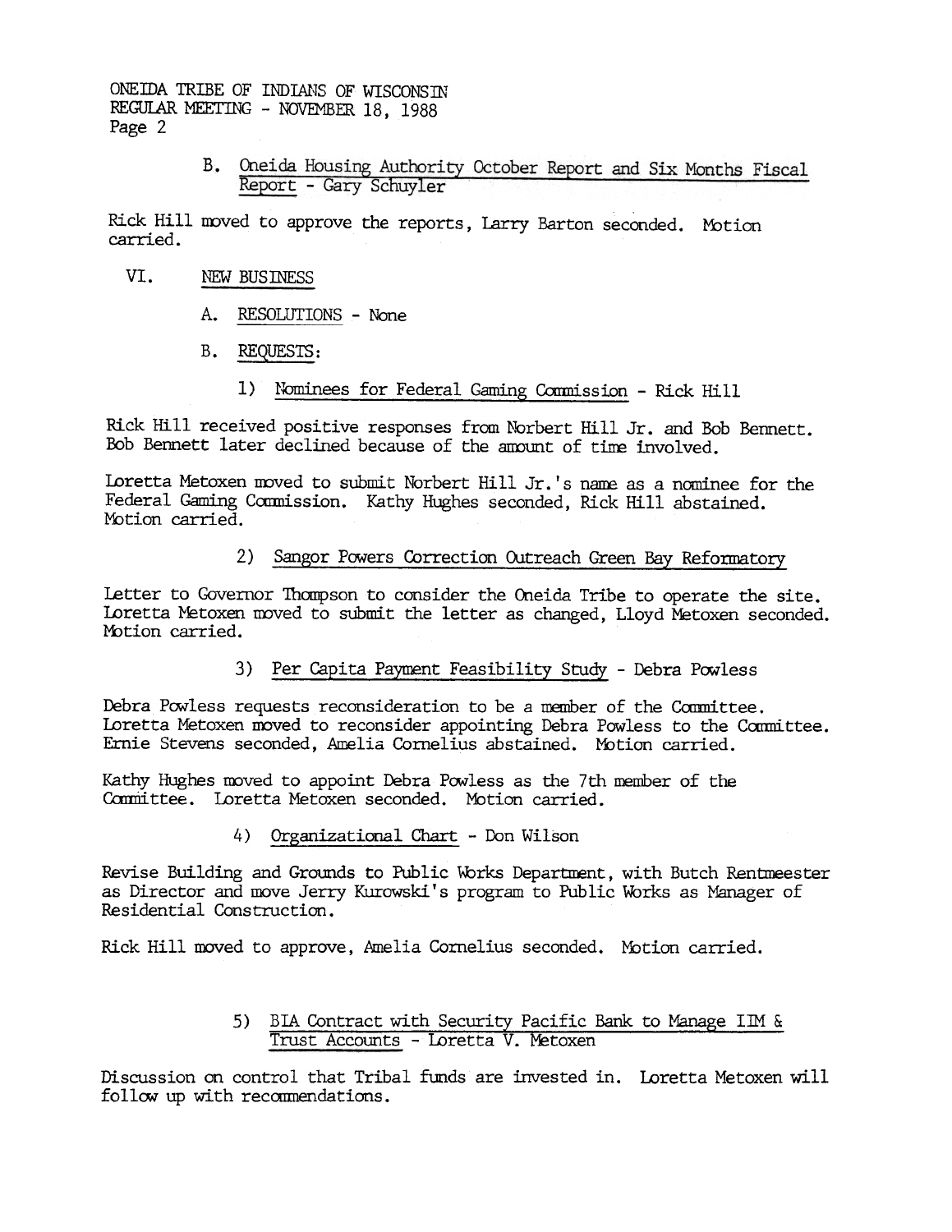B. Oneida Housing Authority October Report and Six Months Fiscal Report - Gary Schuyler

Rick Hill moved to approve the reports, Larry Barton seconded. Motion carried.

VI. NEW BUSINESS

A. RESOLUTIONS - None

B. REQUESTS:

1) Nominees for Federal Gaming Commission - Rick Hill

Rick Hill received positive responses from Norbert Hill Jr. and Bob Bennett. Bob Bennett later declined because of the amount of time involved.

Loretta Metoxen moved to submit Norbert Hill Jr.'s name as a nominee for the Federal Gaming Commission. Kathy Hughes seconded, Rick Hill abstained. Motion carried.

2) Sangor Powers Correction Outreach Green Bay Reformatory

Letter to Governor Thompson to consider the Oneida Tribe to operate the site. Loretta Metoxen moved to submit the letter as changed, Lloyd Metoxen seconded. Motion carried.

3) Per Capita Payment Feasibility Study - Debra Powless

Debra Powless requests reconsideration to be a member of the Committee. Loretta Metoxen moved to reconsider appointing Debra Powless to the Committee. Ernie Stevens seconded, Amelia Cornelius abstained. Motion carried.

Kathy Hughes moved to appoint Debra Powless as the 7th member of the Committee. Loretta Metoxen seconded. Motion carried.

4) Organizational Chart - Don Wilson

Revise Building and Grounds to Public Works Department, with Butch Rentmeester as Director and move Jerry Kurowski's program to Public Works as Manager of Residential Construction.

Rick Hill moved to approve, Amelia Cornelius seconded. Motion carried.

5) BIA Contract with Security Pacific Bank to Manage IIM & Trust Accounts - Loretta V. Metoxen

Discussion on control that Tribal funds are invested in. Loretta Metoxen will follow up with recommendations.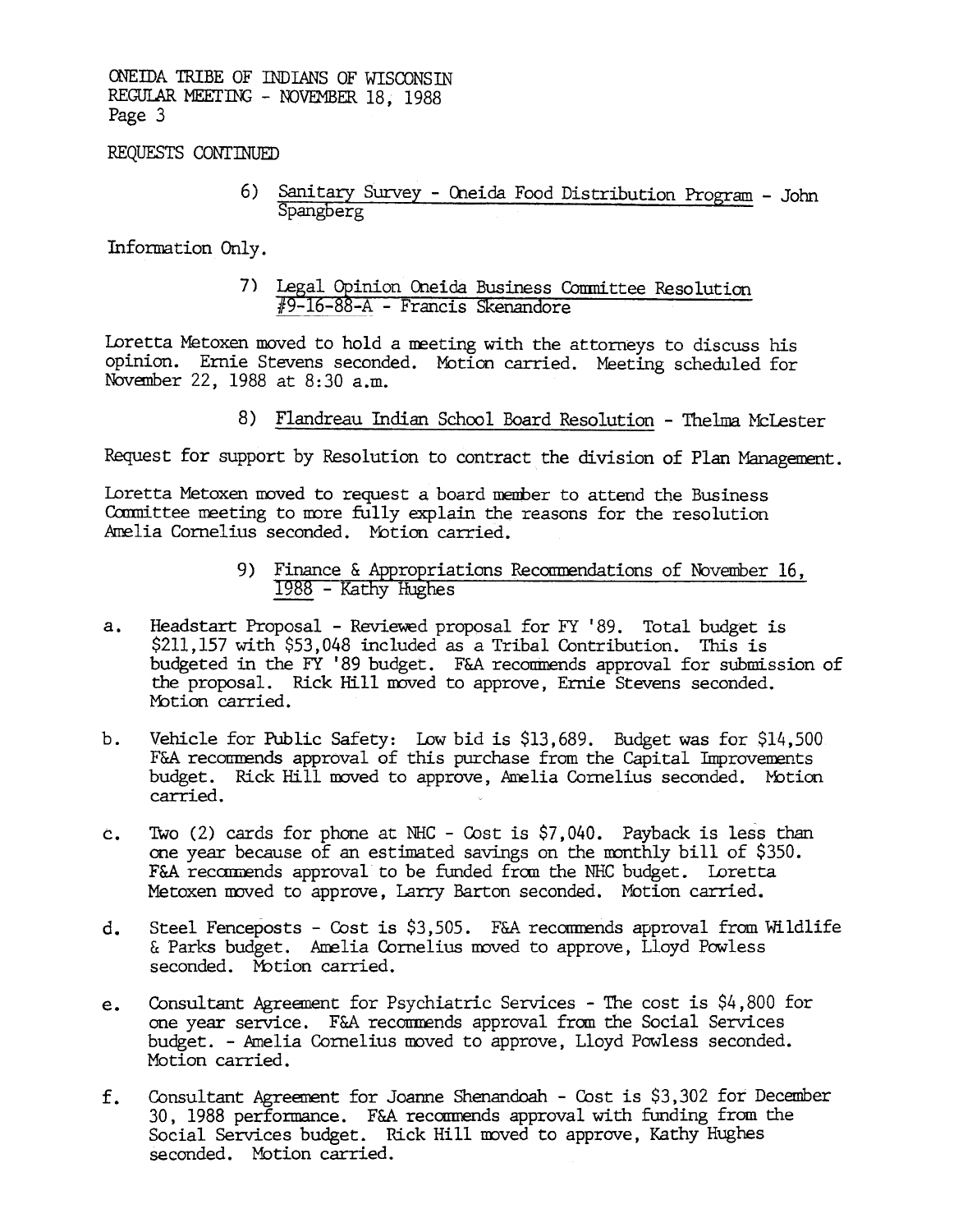REQUESTS CONTINUED

6) <u>Sanitary Survey - Oneida Food Distribution Program</u> - John Spangberg

Information Only.

7) <u>Legal Opinion Oneida Business Committee Resolution #9-16-88-A</u> - Francis Skenandore

Loretta Metoxen moved to hold a meeting with the attorneys to discuss his opinion. Ernie Stevens seconded. Motion carried. Meeting scheduled for November 22, 1988 at 8:30 a.m.

8) <u>Flandreau Indian School Board Resolution</u> - Thelma McLester

Request for support by Resolution to contract the division of Plan Management.

Loretta Metoxen moved to request a board member to attend the Business Committee meeting to more fully explain the reasons for the resolution Amelia Cornelius seconded. Motion carried.

9) <u>Finance & Appropriations Recommendations of November 16, 1988</u> - Kathy Hughes

a. Headstart Proposal - Reviewed proposal for FY '89. Total budget is $211,157 with $53,048 included as a Tribal Contribution. This is budgeted in the FY '89 budget. F&A recommends approval for submission of the proposal. Rick Hill moved to approve, Ernie Stevens seconded. Motion carried.

b. Vehicle for Public Safety: Low bid is $13,689. Budget was for $14,500 F&A recommends approval of this purchase from the Capital Improvements budget. Rick Hill moved to approve, Amelia Cornelius seconded. Motion carried.

c. Two (2) cards for phone at NHC - Cost is $7,040. Payback is less than one year because of an estimated savings on the monthly bill of $350. F&A recommends approval to be funded from the NHC budget. Loretta Metoxen moved to approve, Larry Barton seconded. Motion carried.

d. Steel Fenceposts - Cost is $3,505. F&A recommends approval from Wildlife & Parks budget. Amelia Cornelius moved to approve, Lloyd Powless seconded. Motion carried.

e. Consultant Agreement for Psychiatric Services - The cost is $4,800 for one year service. F&A recommends approval from the Social Services budget. - Amelia Cornelius moved to approve, Lloyd Powless seconded. Motion carried.

f. Consultant Agreement for Joanne Shenandoah - Cost is $3,302 for December 30, 1988 performance. F&A recommends approval with funding from the Social Services budget. Rick Hill moved to approve, Kathy Hughes seconded. Motion carried.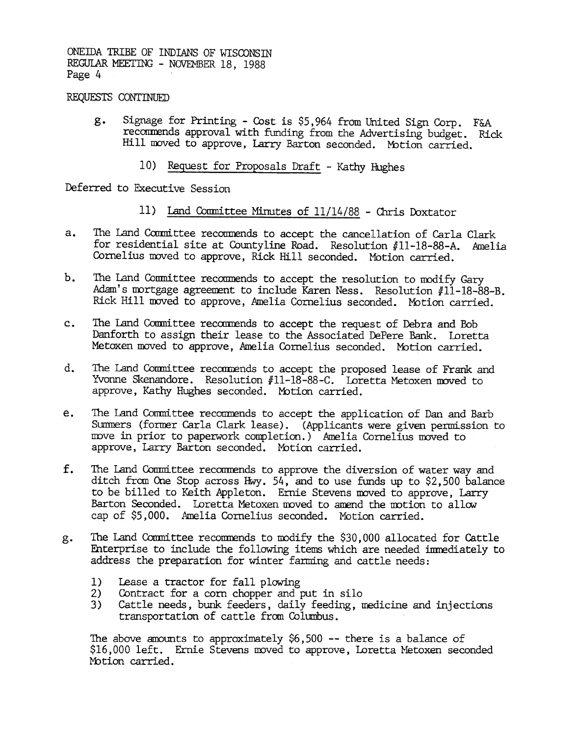REQUESTS CONTINUED

g. Signage for Printing - Cost is $5,964 from United Sign Corp. F&A recommends approval with funding from the Advertising budget. Rick Hill moved to approve, Larry Barton seconded. Motion carried.

10) Request for Proposals Draft - Kathy Hughes

Deferred to Executive Session

11) Land Committee Minutes of 11/14/88 - Chris Doxtator

a. The Land Committee recommends to accept the cancellation of Carla Clark for residential site at Countyline Road. Resolution #11-18-88-A. Amelia Cornelius moved to approve, Rick Hill seconded. Motion carried.

b. The Land Committee recommends to accept the resolution to modify Gary Adam's mortgage agreement to include Karen Ness. Resolution #11-18-88-B. Rick Hill moved to approve, Amelia Cornelius seconded. Motion carried.

c. The Land Committee recommends to accept the request of Debra and Bob Danforth to assign their lease to the Associated DePere Bank. Loretta Metoxen moved to approve, Amelia Cornelius seconded. Motion carried.

d. The Land Committee recommends to accept the proposed lease of Frank and Yvonne Skenandore. Resolution #11-18-88-C. Loretta Metoxen moved to approve, Kathy Hughes seconded. Motion carried.

e. The Land Committee recommends to accept the application of Dan and Barb Summers (former Carla Clark lease). (Applicants were given permission to move in prior to paperwork completion.) Amelia Cornelius moved to approve, Larry Barton seconded. Motion carried.

f. The Land Committee recommends to approve the diversion of water way and ditch from One Stop across Hwy. 54, and to use funds up to $2,500 balance to be billed to Keith Appleton. Ernie Stevens moved to approve, Larry Barton Seconded. Loretta Metoxen moved to amend the motion to allow cap of $5,000. Amelia Cornelius seconded. Motion carried.

g. The Land Committee recommends to modify the $30,000 allocated for Cattle Enterprise to include the following items which are needed immediately to address the preparation for winter farming and cattle needs:

1) Lease a tractor for fall plowing
2) Contract for a corn chopper and put in silo
3) Cattle needs, bunk feeders, daily feeding, medicine and injections transportation of cattle from Columbus.

The above amounts to approximately $6,500 -- there is a balance of $16,000 left. Ernie Stevens moved to approve, Loretta Metoxen seconded Motion carried.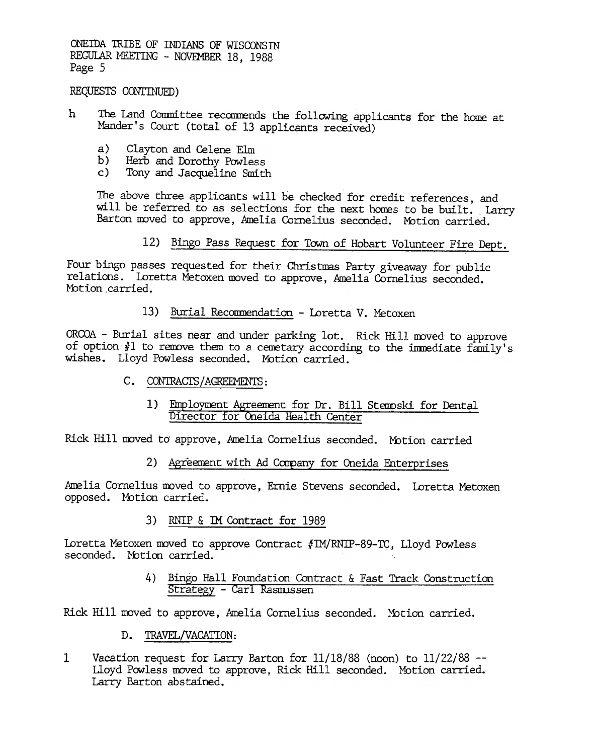REQUESTS CONTINUED)

h The Land Committee recommends the following applicants for the home at Mander's Court (total of 13 applicants received)

a) Clayton and Celene Elm
b) Herb and Dorothy Powless
c) Tony and Jacqueline Smith

The above three applicants will be checked for credit references, and will be referred to as selections for the next homes to be built. Larry Barton moved to approve, Amelia Cornelius seconded. Motion carried.

12) <u>Bingo Pass Request for Town of Hobart Volunteer Fire Dept.</u>

Four bingo passes requested for their Christmas Party giveaway for public relations. Loretta Metoxen moved to approve, Amelia Cornelius seconded. Motion carried.

13) <u>Burial Recommendation</u> - Loretta V. Metoxen

ORCOA - Burial sites near and under parking lot. Rick Hill moved to approve of option #1 to remove them to a cemetary according to the immediate family's wishes. Lloyd Powless seconded. Motion carried.

C. <u>CONTRACTS/AGREEMENTS</u>:

1) <u>Employment Agreement for Dr. Bill Stempski for Dental Director for Oneida Health Center</u>

Rick Hill moved to approve, Amelia Cornelius seconded. Motion carried

2) <u>Agreement with Ad Company for Oneida Enterprises</u>

Amelia Cornelius moved to approve, Ernie Stevens seconded. Loretta Metoxen opposed. Motion carried.

3) <u>RNIP & IM Contract for 1989</u>

Loretta Metoxen moved to approve Contract #IM/RNIP-89-TC, Lloyd Powless seconded. Motion carried.

4) <u>Bingo Hall Foundation Contract & Fast Track Construction Strategy - Carl Rasmussen</u>

Rick Hill moved to approve, Amelia Cornelius seconded. Motion carried.

D. <u>TRAVEL/VACATION</u>:

1 Vacation request for Larry Barton for 11/18/88 (noon) to 11/22/88 -- Lloyd Powless moved to approve, Rick Hill seconded. Motion carried. Larry Barton abstained.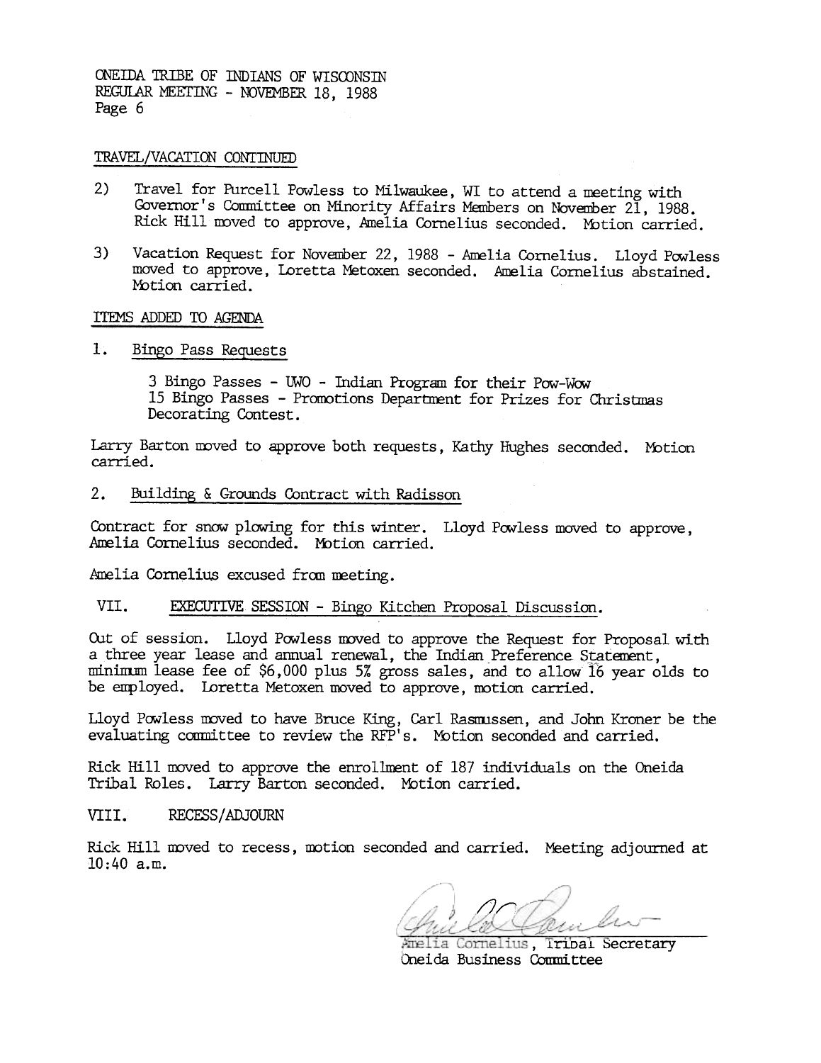TRAVEL/VACATION CONTINUED

2) Travel for Purcell Powless to Milwaukee, WI to attend a meeting with Governor's Committee on Minority Affairs Members on November 21, 1988. Rick Hill moved to approve, Amelia Cornelius seconded. Motion carried.

3) Vacation Request for November 22, 1988 - Amelia Cornelius. Lloyd Powless moved to approve, Loretta Metoxen seconded. Amelia Cornelius abstained. Motion carried.

ITEMS ADDED TO AGENDA

1. Bingo Pass Requests

   3 Bingo Passes - UWO - Indian Program for their Pow-Wow
   15 Bingo Passes - Promotions Department for Prizes for Christmas Decorating Contest.

Larry Barton moved to approve both requests, Kathy Hughes seconded. Motion carried.

2. Building & Grounds Contract with Radisson

Contract for snow plowing for this winter. Lloyd Powless moved to approve, Amelia Cornelius seconded. Motion carried.

Amelia Cornelius excused from meeting.

VII. EXECUTIVE SESSION - Bingo Kitchen Proposal Discussion.

Out of session. Lloyd Powless moved to approve the Request for Proposal with a three year lease and annual renewal, the Indian Preference Statement, minimum lease fee of $6,000 plus 5% gross sales, and to allow 16 year olds to be employed. Loretta Metoxen moved to approve, motion carried.

Lloyd Powless moved to have Bruce King, Carl Rasmussen, and John Kroner be the evaluating committee to review the RFP's. Motion seconded and carried.

Rick Hill moved to approve the enrollment of 187 individuals on the Oneida Tribal Roles. Larry Barton seconded. Motion carried.

VIII. RECESS/ADJOURN

Rick Hill moved to recess, motion seconded and carried. Meeting adjourned at 10:40 a.m.

Amelia Cornelius, Tribal Secretary
Oneida Business Committee